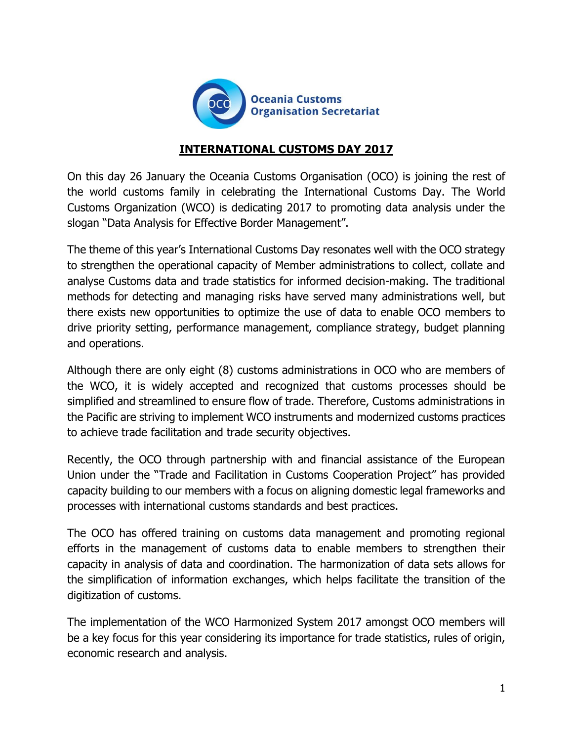Oceania Customs Organisation Secretariat

## INTERNATIONAL CUSTOMS DAY 2017

On this day 26 January the Oceania Customs Organisation (OCO) is joining the rest of the world customs family in celebrating the International Customs Day. The World Customs Organization (WCO) is dedicating 2017 to promoting data analysis under the slogan "Data Analysis for Effective Border Management".

The theme of this year's International Customs Day resonates well with the OCO strategy to strengthen the operational capacity of Member administrations to collect, collate and analyse Customs data and trade statistics for informed decision-making. The traditional methods for detecting and managing risks have served many administrations well, but there exists new opportunities to optimize the use of data to enable OCO members to drive priority setting, performance management, compliance strategy, budget planning and operations.

Although there are only eight (8) customs administrations in OCO who are members of the WCO, it is widely accepted and recognized that customs processes should be simplified and streamlined to ensure flow of trade. Therefore, Customs administrations in the Pacific are striving to implement WCO instruments and modernized customs practices to achieve trade facilitation and trade security objectives.

Recently, the OCO through partnership with and financial assistance of the European Union under the "Trade and Facilitation in Customs Cooperation Project" has provided capacity building to our members with a focus on aligning domestic legal frameworks and processes with international customs standards and best practices.

The OCO has offered training on customs data management and promoting regional efforts in the management of customs data to enable members to strengthen their capacity in analysis of data and coordination. The harmonization of data sets allows for the simplification of information exchanges, which helps facilitate the transition of the digitization of customs.

The implementation of the WCO Harmonized System 2017 amongst OCO members will be a key focus for this year considering its importance for trade statistics, rules of origin, economic research and analysis.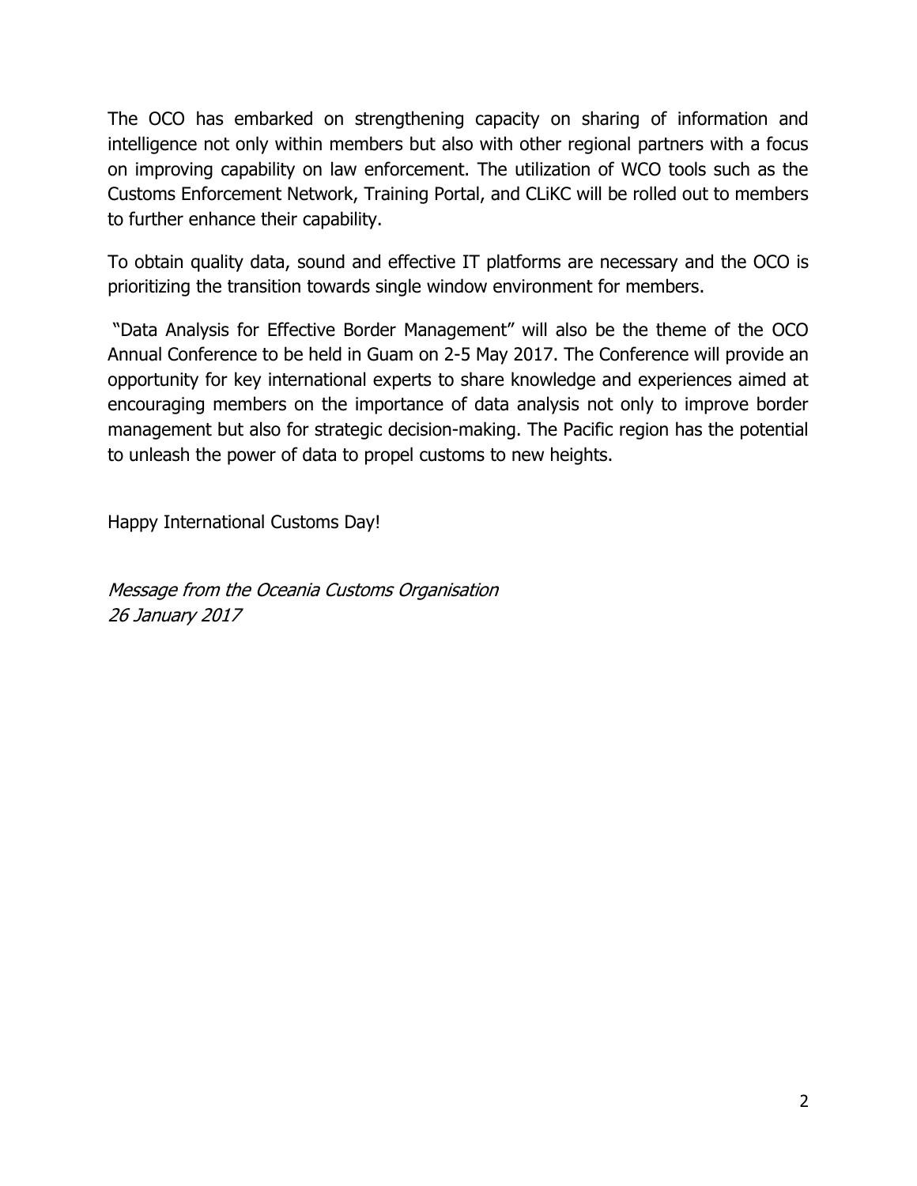The OCO has embarked on strengthening capacity on sharing of information and intelligence not only within members but also with other regional partners with a focus on improving capability on law enforcement. The utilization of WCO tools such as the Customs Enforcement Network, Training Portal, and CLiKC will be rolled out to members to further enhance their capability.

To obtain quality data, sound and effective IT platforms are necessary and the OCO is prioritizing the transition towards single window environment for members.

"Data Analysis for Effective Border Management" will also be the theme of the OCO Annual Conference to be held in Guam on 2-5 May 2017. The Conference will provide an opportunity for key international experts to share knowledge and experiences aimed at encouraging members on the importance of data analysis not only to improve border management but also for strategic decision-making. The Pacific region has the potential to unleash the power of data to propel customs to new heights.

Happy International Customs Day!

*Message from the Oceania Customs Organisation*
*26 January 2017*